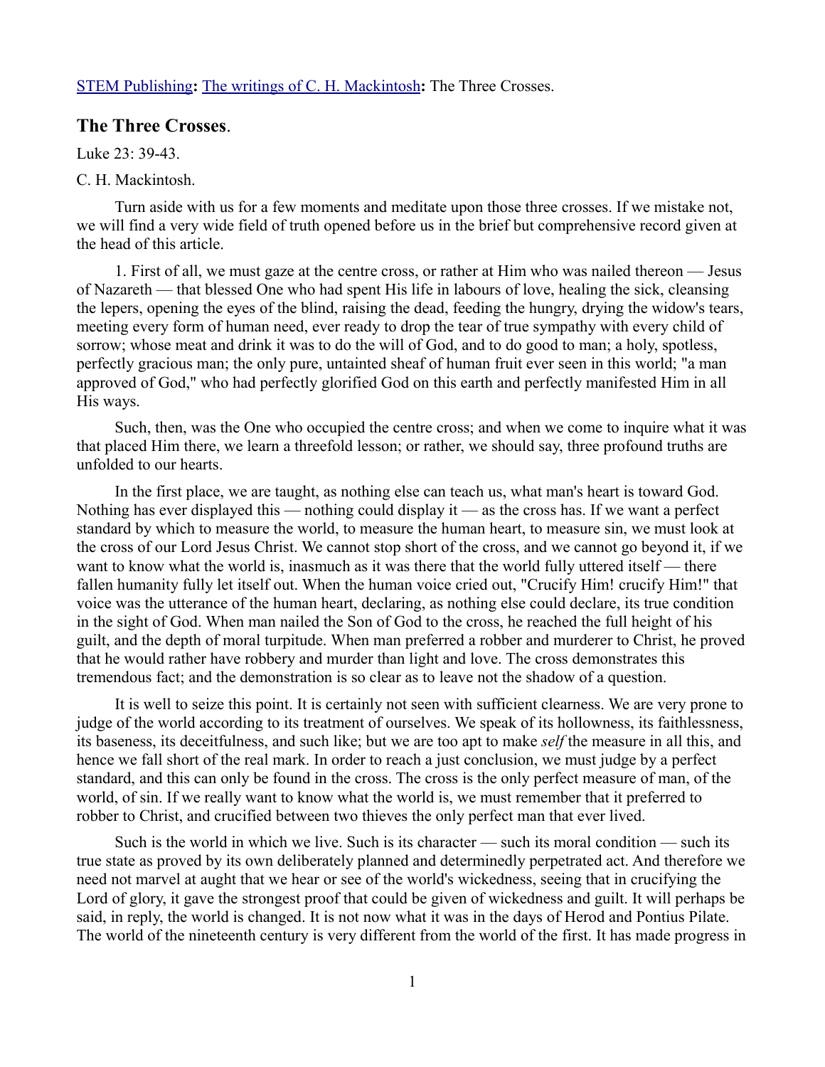[STEM Publishing](#): [The writings of C. H. Mackintosh](#): The Three Crosses.

## The Three Crosses.

Luke 23: 39-43.

C. H. Mackintosh.

Turn aside with us for a few moments and meditate upon those three crosses. If we mistake not, we will find a very wide field of truth opened before us in the brief but comprehensive record given at the head of this article.

1. First of all, we must gaze at the centre cross, or rather at Him who was nailed thereon — Jesus of Nazareth — that blessed One who had spent His life in labours of love, healing the sick, cleansing the lepers, opening the eyes of the blind, raising the dead, feeding the hungry, drying the widow's tears, meeting every form of human need, ever ready to drop the tear of true sympathy with every child of sorrow; whose meat and drink it was to do the will of God, and to do good to man; a holy, spotless, perfectly gracious man; the only pure, untainted sheaf of human fruit ever seen in this world; "a man approved of God," who had perfectly glorified God on this earth and perfectly manifested Him in all His ways.

Such, then, was the One who occupied the centre cross; and when we come to inquire what it was that placed Him there, we learn a threefold lesson; or rather, we should say, three profound truths are unfolded to our hearts.

In the first place, we are taught, as nothing else can teach us, what man's heart is toward God. Nothing has ever displayed this — nothing could display it — as the cross has. If we want a perfect standard by which to measure the world, to measure the human heart, to measure sin, we must look at the cross of our Lord Jesus Christ. We cannot stop short of the cross, and we cannot go beyond it, if we want to know what the world is, inasmuch as it was there that the world fully uttered itself — there fallen humanity fully let itself out. When the human voice cried out, "Crucify Him! crucify Him!" that voice was the utterance of the human heart, declaring, as nothing else could declare, its true condition in the sight of God. When man nailed the Son of God to the cross, he reached the full height of his guilt, and the depth of moral turpitude. When man preferred a robber and murderer to Christ, he proved that he would rather have robbery and murder than light and love. The cross demonstrates this tremendous fact; and the demonstration is so clear as to leave not the shadow of a question.

It is well to seize this point. It is certainly not seen with sufficient clearness. We are very prone to judge of the world according to its treatment of ourselves. We speak of its hollowness, its faithlessness, its baseness, its deceitfulness, and such like; but we are too apt to make *self* the measure in all this, and hence we fall short of the real mark. In order to reach a just conclusion, we must judge by a perfect standard, and this can only be found in the cross. The cross is the only perfect measure of man, of the world, of sin. If we really want to know what the world is, we must remember that it preferred to robber to Christ, and crucified between two thieves the only perfect man that ever lived.

Such is the world in which we live. Such is its character — such its moral condition — such its true state as proved by its own deliberately planned and determinedly perpetrated act. And therefore we need not marvel at aught that we hear or see of the world's wickedness, seeing that in crucifying the Lord of glory, it gave the strongest proof that could be given of wickedness and guilt. It will perhaps be said, in reply, the world is changed. It is not now what it was in the days of Herod and Pontius Pilate. The world of the nineteenth century is very different from the world of the first. It has made progress in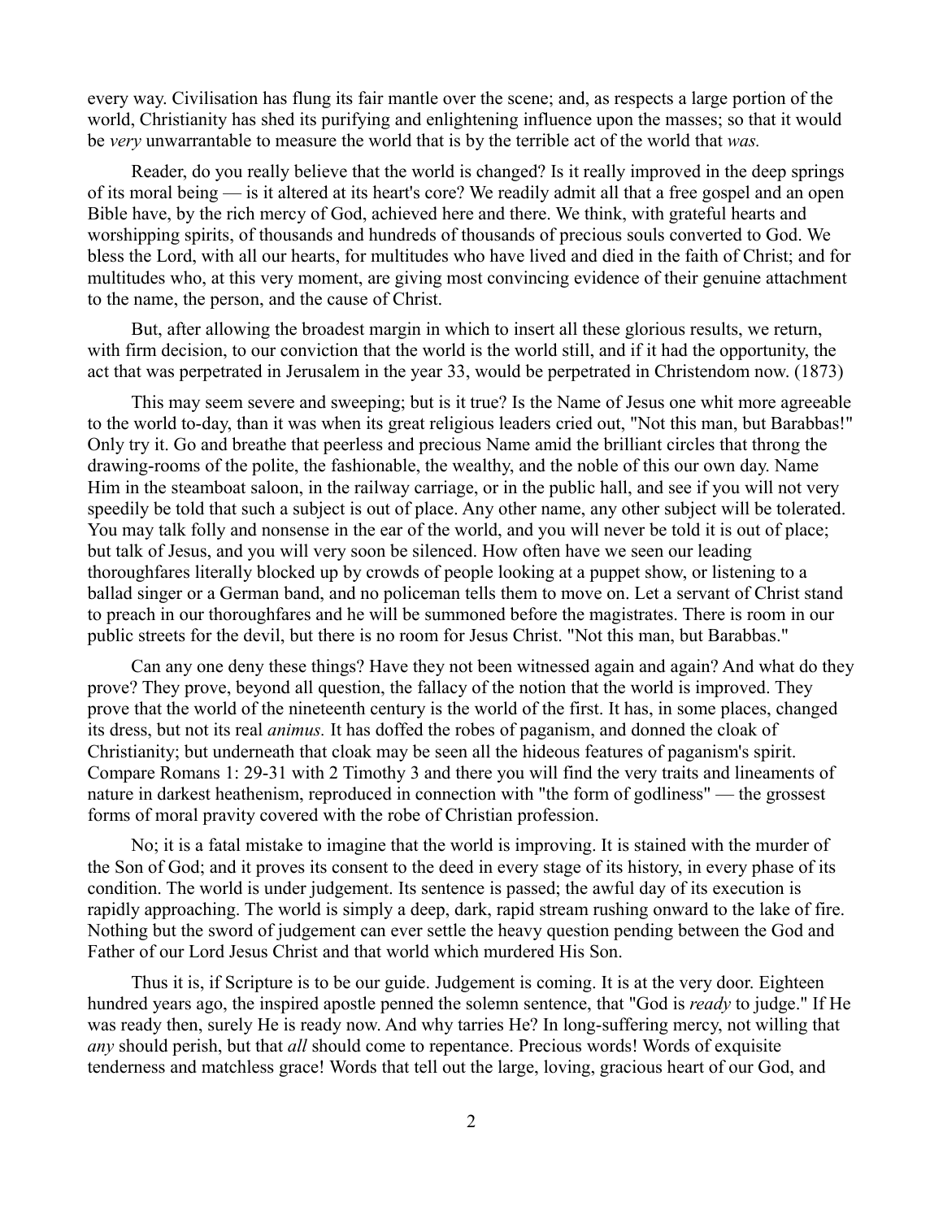every way. Civilisation has flung its fair mantle over the scene; and, as respects a large portion of the world, Christianity has shed its purifying and enlightening influence upon the masses; so that it would be *very* unwarrantable to measure the world that is by the terrible act of the world that *was.*

Reader, do you really believe that the world is changed? Is it really improved in the deep springs of its moral being — is it altered at its heart's core? We readily admit all that a free gospel and an open Bible have, by the rich mercy of God, achieved here and there. We think, with grateful hearts and worshipping spirits, of thousands and hundreds of thousands of precious souls converted to God. We bless the Lord, with all our hearts, for multitudes who have lived and died in the faith of Christ; and for multitudes who, at this very moment, are giving most convincing evidence of their genuine attachment to the name, the person, and the cause of Christ.

But, after allowing the broadest margin in which to insert all these glorious results, we return, with firm decision, to our conviction that the world is the world still, and if it had the opportunity, the act that was perpetrated in Jerusalem in the year 33, would be perpetrated in Christendom now. (1873)

This may seem severe and sweeping; but is it true? Is the Name of Jesus one whit more agreeable to the world to-day, than it was when its great religious leaders cried out, "Not this man, but Barabbas!" Only try it. Go and breathe that peerless and precious Name amid the brilliant circles that throng the drawing-rooms of the polite, the fashionable, the wealthy, and the noble of this our own day. Name Him in the steamboat saloon, in the railway carriage, or in the public hall, and see if you will not very speedily be told that such a subject is out of place. Any other name, any other subject will be tolerated. You may talk folly and nonsense in the ear of the world, and you will never be told it is out of place; but talk of Jesus, and you will very soon be silenced. How often have we seen our leading thoroughfares literally blocked up by crowds of people looking at a puppet show, or listening to a ballad singer or a German band, and no policeman tells them to move on. Let a servant of Christ stand to preach in our thoroughfares and he will be summoned before the magistrates. There is room in our public streets for the devil, but there is no room for Jesus Christ. "Not this man, but Barabbas."

Can any one deny these things? Have they not been witnessed again and again? And what do they prove? They prove, beyond all question, the fallacy of the notion that the world is improved. They prove that the world of the nineteenth century is the world of the first. It has, in some places, changed its dress, but not its real *animus.* It has doffed the robes of paganism, and donned the cloak of Christianity; but underneath that cloak may be seen all the hideous features of paganism's spirit. Compare Romans 1: 29-31 with 2 Timothy 3 and there you will find the very traits and lineaments of nature in darkest heathenism, reproduced in connection with "the form of godliness" — the grossest forms of moral pravity covered with the robe of Christian profession.

No; it is a fatal mistake to imagine that the world is improving. It is stained with the murder of the Son of God; and it proves its consent to the deed in every stage of its history, in every phase of its condition. The world is under judgement. Its sentence is passed; the awful day of its execution is rapidly approaching. The world is simply a deep, dark, rapid stream rushing onward to the lake of fire. Nothing but the sword of judgement can ever settle the heavy question pending between the God and Father of our Lord Jesus Christ and that world which murdered His Son.

Thus it is, if Scripture is to be our guide. Judgement is coming. It is at the very door. Eighteen hundred years ago, the inspired apostle penned the solemn sentence, that "God is *ready* to judge." If He was ready then, surely He is ready now. And why tarries He? In long-suffering mercy, not willing that *any* should perish, but that *all* should come to repentance. Precious words! Words of exquisite tenderness and matchless grace! Words that tell out the large, loving, gracious heart of our God, and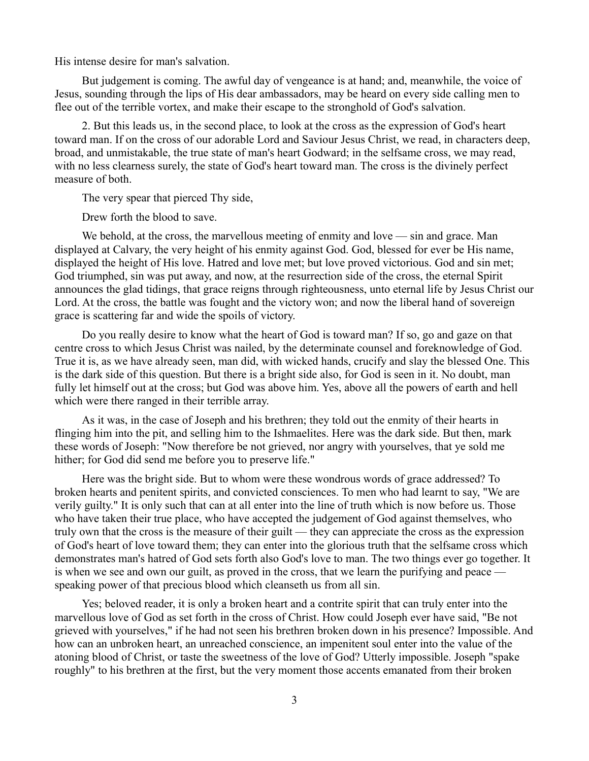His intense desire for man's salvation.

But judgement is coming. The awful day of vengeance is at hand; and, meanwhile, the voice of Jesus, sounding through the lips of His dear ambassadors, may be heard on every side calling men to flee out of the terrible vortex, and make their escape to the stronghold of God's salvation.

2. But this leads us, in the second place, to look at the cross as the expression of God's heart toward man. If on the cross of our adorable Lord and Saviour Jesus Christ, we read, in characters deep, broad, and unmistakable, the true state of man's heart Godward; in the selfsame cross, we may read, with no less clearness surely, the state of God's heart toward man. The cross is the divinely perfect measure of both.

The very spear that pierced Thy side,

Drew forth the blood to save.

We behold, at the cross, the marvellous meeting of enmity and love — sin and grace. Man displayed at Calvary, the very height of his enmity against God. God, blessed for ever be His name, displayed the height of His love. Hatred and love met; but love proved victorious. God and sin met; God triumphed, sin was put away, and now, at the resurrection side of the cross, the eternal Spirit announces the glad tidings, that grace reigns through righteousness, unto eternal life by Jesus Christ our Lord. At the cross, the battle was fought and the victory won; and now the liberal hand of sovereign grace is scattering far and wide the spoils of victory.

Do you really desire to know what the heart of God is toward man? If so, go and gaze on that centre cross to which Jesus Christ was nailed, by the determinate counsel and foreknowledge of God. True it is, as we have already seen, man did, with wicked hands, crucify and slay the blessed One. This is the dark side of this question. But there is a bright side also, for God is seen in it. No doubt, man fully let himself out at the cross; but God was above him. Yes, above all the powers of earth and hell which were there ranged in their terrible array.

As it was, in the case of Joseph and his brethren; they told out the enmity of their hearts in flinging him into the pit, and selling him to the Ishmaelites. Here was the dark side. But then, mark these words of Joseph: "Now therefore be not grieved, nor angry with yourselves, that ye sold me hither; for God did send me before you to preserve life."

Here was the bright side. But to whom were these wondrous words of grace addressed? To broken hearts and penitent spirits, and convicted consciences. To men who had learnt to say, "We are verily guilty." It is only such that can at all enter into the line of truth which is now before us. Those who have taken their true place, who have accepted the judgement of God against themselves, who truly own that the cross is the measure of their guilt — they can appreciate the cross as the expression of God's heart of love toward them; they can enter into the glorious truth that the selfsame cross which demonstrates man's hatred of God sets forth also God's love to man. The two things ever go together. It is when we see and own our guilt, as proved in the cross, that we learn the purifying and peace — speaking power of that precious blood which cleanseth us from all sin.

Yes; beloved reader, it is only a broken heart and a contrite spirit that can truly enter into the marvellous love of God as set forth in the cross of Christ. How could Joseph ever have said, "Be not grieved with yourselves," if he had not seen his brethren broken down in his presence? Impossible. And how can an unbroken heart, an unreached conscience, an impenitent soul enter into the value of the atoning blood of Christ, or taste the sweetness of the love of God? Utterly impossible. Joseph "spake roughly" to his brethren at the first, but the very moment those accents emanated from their broken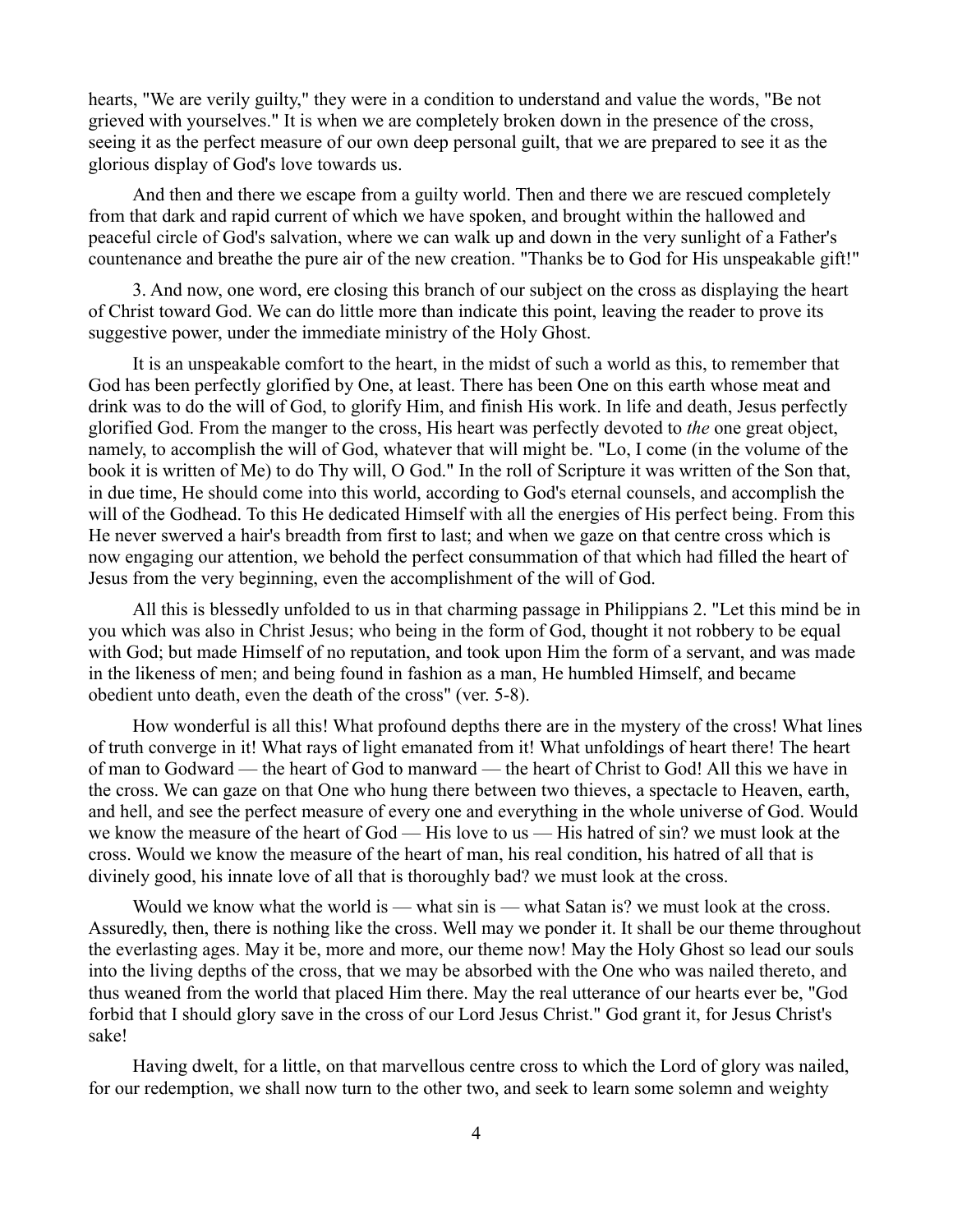hearts, "We are verily guilty," they were in a condition to understand and value the words, "Be not grieved with yourselves." It is when we are completely broken down in the presence of the cross, seeing it as the perfect measure of our own deep personal guilt, that we are prepared to see it as the glorious display of God's love towards us.

And then and there we escape from a guilty world. Then and there we are rescued completely from that dark and rapid current of which we have spoken, and brought within the hallowed and peaceful circle of God's salvation, where we can walk up and down in the very sunlight of a Father's countenance and breathe the pure air of the new creation. "Thanks be to God for His unspeakable gift!"

3. And now, one word, ere closing this branch of our subject on the cross as displaying the heart of Christ toward God. We can do little more than indicate this point, leaving the reader to prove its suggestive power, under the immediate ministry of the Holy Ghost.

It is an unspeakable comfort to the heart, in the midst of such a world as this, to remember that God has been perfectly glorified by One, at least. There has been One on this earth whose meat and drink was to do the will of God, to glorify Him, and finish His work. In life and death, Jesus perfectly glorified God. From the manger to the cross, His heart was perfectly devoted to *the* one great object, namely, to accomplish the will of God, whatever that will might be. "Lo, I come (in the volume of the book it is written of Me) to do Thy will, O God." In the roll of Scripture it was written of the Son that, in due time, He should come into this world, according to God's eternal counsels, and accomplish the will of the Godhead. To this He dedicated Himself with all the energies of His perfect being. From this He never swerved a hair's breadth from first to last; and when we gaze on that centre cross which is now engaging our attention, we behold the perfect consummation of that which had filled the heart of Jesus from the very beginning, even the accomplishment of the will of God.

All this is blessedly unfolded to us in that charming passage in Philippians 2. "Let this mind be in you which was also in Christ Jesus; who being in the form of God, thought it not robbery to be equal with God; but made Himself of no reputation, and took upon Him the form of a servant, and was made in the likeness of men; and being found in fashion as a man, He humbled Himself, and became obedient unto death, even the death of the cross" (ver. 5-8).

How wonderful is all this! What profound depths there are in the mystery of the cross! What lines of truth converge in it! What rays of light emanated from it! What unfoldings of heart there! The heart of man to Godward — the heart of God to manward — the heart of Christ to God! All this we have in the cross. We can gaze on that One who hung there between two thieves, a spectacle to Heaven, earth, and hell, and see the perfect measure of every one and everything in the whole universe of God. Would we know the measure of the heart of God — His love to us — His hatred of sin? we must look at the cross. Would we know the measure of the heart of man, his real condition, his hatred of all that is divinely good, his innate love of all that is thoroughly bad? we must look at the cross.

Would we know what the world is — what sin is — what Satan is? we must look at the cross. Assuredly, then, there is nothing like the cross. Well may we ponder it. It shall be our theme throughout the everlasting ages. May it be, more and more, our theme now! May the Holy Ghost so lead our souls into the living depths of the cross, that we may be absorbed with the One who was nailed thereto, and thus weaned from the world that placed Him there. May the real utterance of our hearts ever be, "God forbid that I should glory save in the cross of our Lord Jesus Christ." God grant it, for Jesus Christ's sake!

Having dwelt, for a little, on that marvellous centre cross to which the Lord of glory was nailed, for our redemption, we shall now turn to the other two, and seek to learn some solemn and weighty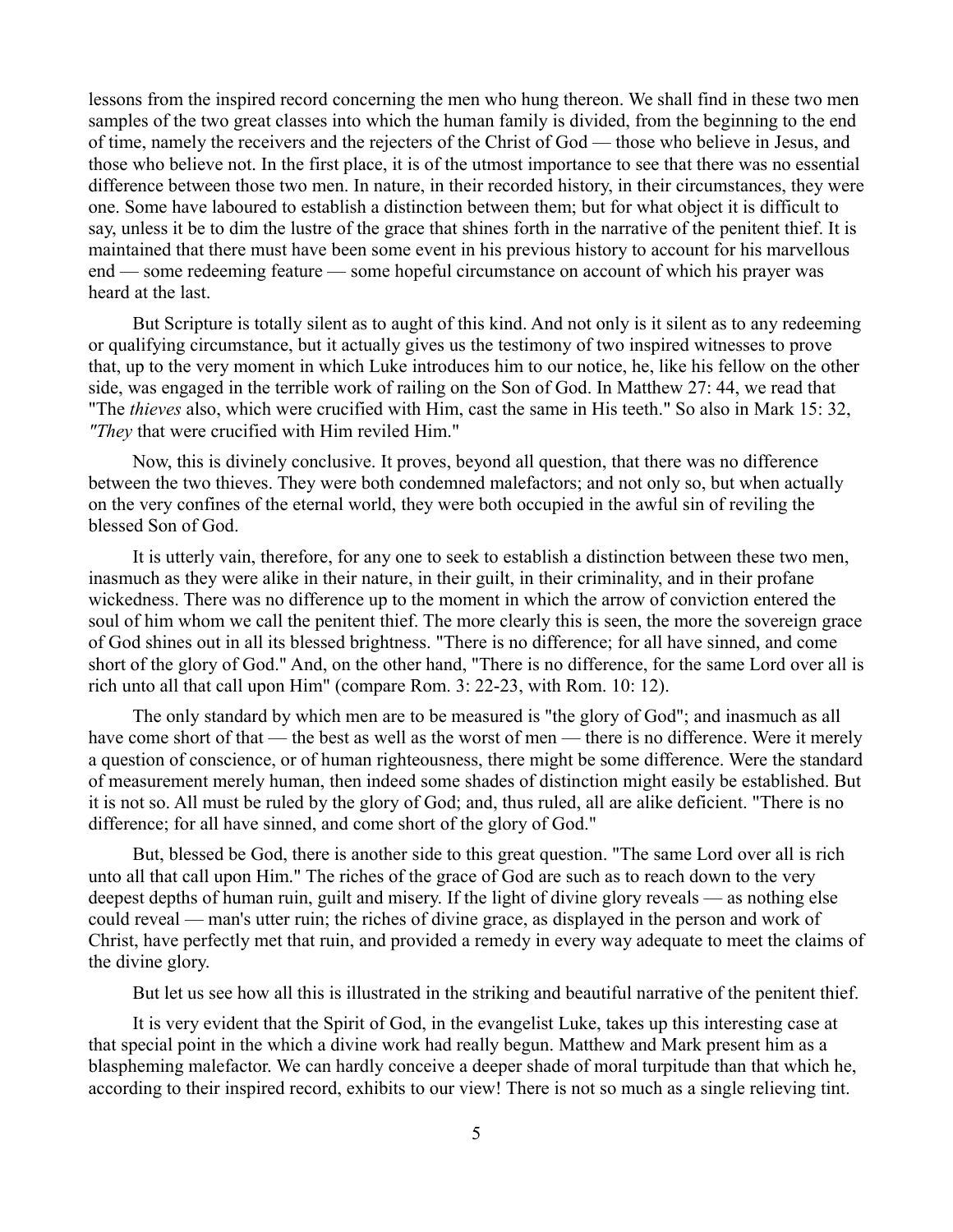lessons from the inspired record concerning the men who hung thereon. We shall find in these two men samples of the two great classes into which the human family is divided, from the beginning to the end of time, namely the receivers and the rejecters of the Christ of God — those who believe in Jesus, and those who believe not. In the first place, it is of the utmost importance to see that there was no essential difference between those two men. In nature, in their recorded history, in their circumstances, they were one. Some have laboured to establish a distinction between them; but for what object it is difficult to say, unless it be to dim the lustre of the grace that shines forth in the narrative of the penitent thief. It is maintained that there must have been some event in his previous history to account for his marvellous end — some redeeming feature — some hopeful circumstance on account of which his prayer was heard at the last.

But Scripture is totally silent as to aught of this kind. And not only is it silent as to any redeeming or qualifying circumstance, but it actually gives us the testimony of two inspired witnesses to prove that, up to the very moment in which Luke introduces him to our notice, he, like his fellow on the other side, was engaged in the terrible work of railing on the Son of God. In Matthew 27: 44, we read that "The *thieves* also, which were crucified with Him, cast the same in His teeth." So also in Mark 15: 32, *"They* that were crucified with Him reviled Him."

Now, this is divinely conclusive. It proves, beyond all question, that there was no difference between the two thieves. They were both condemned malefactors; and not only so, but when actually on the very confines of the eternal world, they were both occupied in the awful sin of reviling the blessed Son of God.

It is utterly vain, therefore, for any one to seek to establish a distinction between these two men, inasmuch as they were alike in their nature, in their guilt, in their criminality, and in their profane wickedness. There was no difference up to the moment in which the arrow of conviction entered the soul of him whom we call the penitent thief. The more clearly this is seen, the more the sovereign grace of God shines out in all its blessed brightness. "There is no difference; for all have sinned, and come short of the glory of God." And, on the other hand, "There is no difference, for the same Lord over all is rich unto all that call upon Him" (compare Rom. 3: 22-23, with Rom. 10: 12).

The only standard by which men are to be measured is "the glory of God"; and inasmuch as all have come short of that — the best as well as the worst of men — there is no difference. Were it merely a question of conscience, or of human righteousness, there might be some difference. Were the standard of measurement merely human, then indeed some shades of distinction might easily be established. But it is not so. All must be ruled by the glory of God; and, thus ruled, all are alike deficient. "There is no difference; for all have sinned, and come short of the glory of God."

But, blessed be God, there is another side to this great question. "The same Lord over all is rich unto all that call upon Him." The riches of the grace of God are such as to reach down to the very deepest depths of human ruin, guilt and misery. If the light of divine glory reveals — as nothing else could reveal — man's utter ruin; the riches of divine grace, as displayed in the person and work of Christ, have perfectly met that ruin, and provided a remedy in every way adequate to meet the claims of the divine glory.

But let us see how all this is illustrated in the striking and beautiful narrative of the penitent thief.

It is very evident that the Spirit of God, in the evangelist Luke, takes up this interesting case at that special point in the which a divine work had really begun. Matthew and Mark present him as a blaspheming malefactor. We can hardly conceive a deeper shade of moral turpitude than that which he, according to their inspired record, exhibits to our view! There is not so much as a single relieving tint.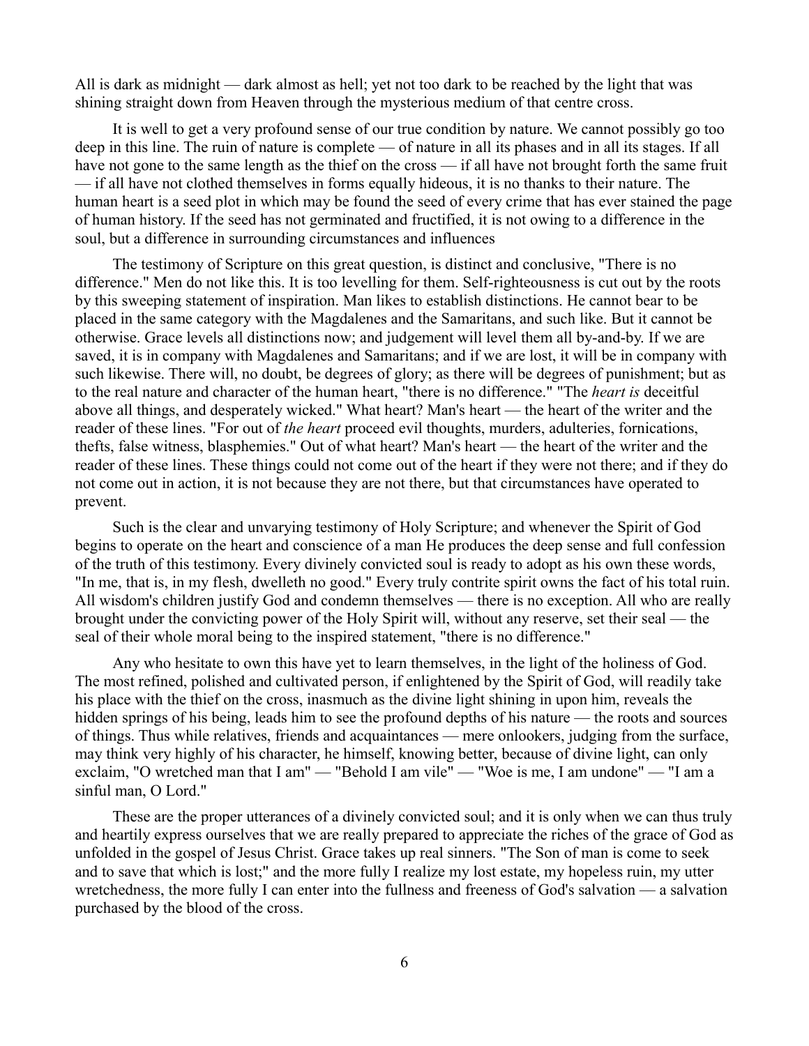All is dark as midnight — dark almost as hell; yet not too dark to be reached by the light that was shining straight down from Heaven through the mysterious medium of that centre cross.

It is well to get a very profound sense of our true condition by nature. We cannot possibly go too deep in this line. The ruin of nature is complete — of nature in all its phases and in all its stages. If all have not gone to the same length as the thief on the cross — if all have not brought forth the same fruit — if all have not clothed themselves in forms equally hideous, it is no thanks to their nature. The human heart is a seed plot in which may be found the seed of every crime that has ever stained the page of human history. If the seed has not germinated and fructified, it is not owing to a difference in the soul, but a difference in surrounding circumstances and influences

The testimony of Scripture on this great question, is distinct and conclusive, "There is no difference." Men do not like this. It is too levelling for them. Self-righteousness is cut out by the roots by this sweeping statement of inspiration. Man likes to establish distinctions. He cannot bear to be placed in the same category with the Magdalenes and the Samaritans, and such like. But it cannot be otherwise. Grace levels all distinctions now; and judgement will level them all by-and-by. If we are saved, it is in company with Magdalenes and Samaritans; and if we are lost, it will be in company with such likewise. There will, no doubt, be degrees of glory; as there will be degrees of punishment; but as to the real nature and character of the human heart, "there is no difference." "The *heart is* deceitful above all things, and desperately wicked." What heart? Man's heart — the heart of the writer and the reader of these lines. "For out of *the heart* proceed evil thoughts, murders, adulteries, fornications, thefts, false witness, blasphemies." Out of what heart? Man's heart — the heart of the writer and the reader of these lines. These things could not come out of the heart if they were not there; and if they do not come out in action, it is not because they are not there, but that circumstances have operated to prevent.

Such is the clear and unvarying testimony of Holy Scripture; and whenever the Spirit of God begins to operate on the heart and conscience of a man He produces the deep sense and full confession of the truth of this testimony. Every divinely convicted soul is ready to adopt as his own these words, "In me, that is, in my flesh, dwelleth no good." Every truly contrite spirit owns the fact of his total ruin. All wisdom's children justify God and condemn themselves — there is no exception. All who are really brought under the convicting power of the Holy Spirit will, without any reserve, set their seal — the seal of their whole moral being to the inspired statement, "there is no difference."

Any who hesitate to own this have yet to learn themselves, in the light of the holiness of God. The most refined, polished and cultivated person, if enlightened by the Spirit of God, will readily take his place with the thief on the cross, inasmuch as the divine light shining in upon him, reveals the hidden springs of his being, leads him to see the profound depths of his nature — the roots and sources of things. Thus while relatives, friends and acquaintances — mere onlookers, judging from the surface, may think very highly of his character, he himself, knowing better, because of divine light, can only exclaim, "O wretched man that I am" — "Behold I am vile" — "Woe is me, I am undone" — "I am a sinful man, O Lord."

These are the proper utterances of a divinely convicted soul; and it is only when we can thus truly and heartily express ourselves that we are really prepared to appreciate the riches of the grace of God as unfolded in the gospel of Jesus Christ. Grace takes up real sinners. "The Son of man is come to seek and to save that which is lost;" and the more fully I realize my lost estate, my hopeless ruin, my utter wretchedness, the more fully I can enter into the fullness and freeness of God's salvation — a salvation purchased by the blood of the cross.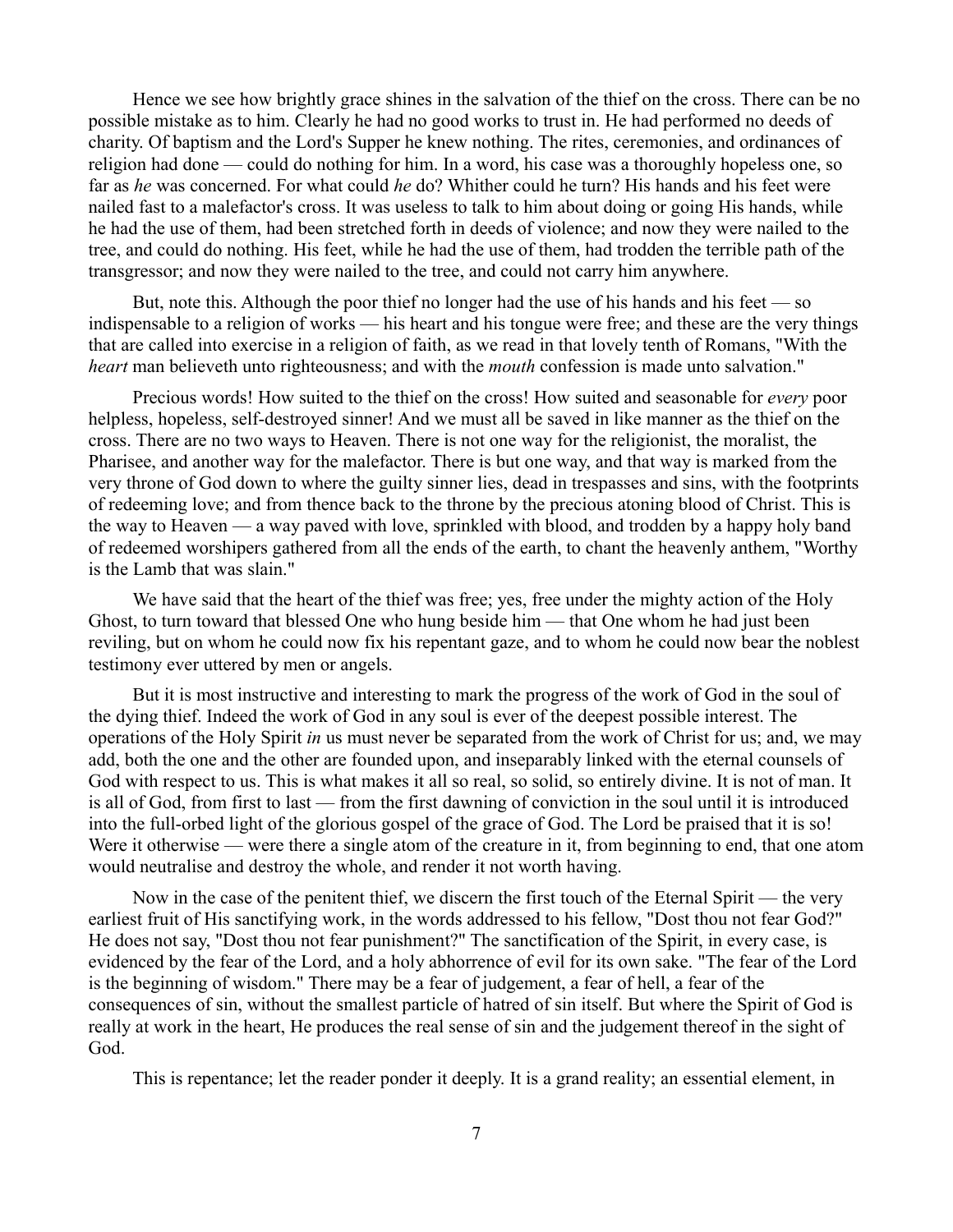Hence we see how brightly grace shines in the salvation of the thief on the cross. There can be no possible mistake as to him. Clearly he had no good works to trust in. He had performed no deeds of charity. Of baptism and the Lord's Supper he knew nothing. The rites, ceremonies, and ordinances of religion had done — could do nothing for him. In a word, his case was a thoroughly hopeless one, so far as *he* was concerned. For what could *he* do? Whither could he turn? His hands and his feet were nailed fast to a malefactor's cross. It was useless to talk to him about doing or going His hands, while he had the use of them, had been stretched forth in deeds of violence; and now they were nailed to the tree, and could do nothing. His feet, while he had the use of them, had trodden the terrible path of the transgressor; and now they were nailed to the tree, and could not carry him anywhere.

But, note this. Although the poor thief no longer had the use of his hands and his feet — so indispensable to a religion of works — his heart and his tongue were free; and these are the very things that are called into exercise in a religion of faith, as we read in that lovely tenth of Romans, "With the *heart* man believeth unto righteousness; and with the *mouth* confession is made unto salvation."

Precious words! How suited to the thief on the cross! How suited and seasonable for *every* poor helpless, hopeless, self-destroyed sinner! And we must all be saved in like manner as the thief on the cross. There are no two ways to Heaven. There is not one way for the religionist, the moralist, the Pharisee, and another way for the malefactor. There is but one way, and that way is marked from the very throne of God down to where the guilty sinner lies, dead in trespasses and sins, with the footprints of redeeming love; and from thence back to the throne by the precious atoning blood of Christ. This is the way to Heaven — a way paved with love, sprinkled with blood, and trodden by a happy holy band of redeemed worshipers gathered from all the ends of the earth, to chant the heavenly anthem, "Worthy is the Lamb that was slain."

We have said that the heart of the thief was free; yes, free under the mighty action of the Holy Ghost, to turn toward that blessed One who hung beside him — that One whom he had just been reviling, but on whom he could now fix his repentant gaze, and to whom he could now bear the noblest testimony ever uttered by men or angels.

But it is most instructive and interesting to mark the progress of the work of God in the soul of the dying thief. Indeed the work of God in any soul is ever of the deepest possible interest. The operations of the Holy Spirit *in* us must never be separated from the work of Christ for us; and, we may add, both the one and the other are founded upon, and inseparably linked with the eternal counsels of God with respect to us. This is what makes it all so real, so solid, so entirely divine. It is not of man. It is all of God, from first to last — from the first dawning of conviction in the soul until it is introduced into the full-orbed light of the glorious gospel of the grace of God. The Lord be praised that it is so! Were it otherwise — were there a single atom of the creature in it, from beginning to end, that one atom would neutralise and destroy the whole, and render it not worth having.

Now in the case of the penitent thief, we discern the first touch of the Eternal Spirit — the very earliest fruit of His sanctifying work, in the words addressed to his fellow, "Dost thou not fear God?" He does not say, "Dost thou not fear punishment?" The sanctification of the Spirit, in every case, is evidenced by the fear of the Lord, and a holy abhorrence of evil for its own sake. "The fear of the Lord is the beginning of wisdom." There may be a fear of judgement, a fear of hell, a fear of the consequences of sin, without the smallest particle of hatred of sin itself. But where the Spirit of God is really at work in the heart, He produces the real sense of sin and the judgement thereof in the sight of God.

This is repentance; let the reader ponder it deeply. It is a grand reality; an essential element, in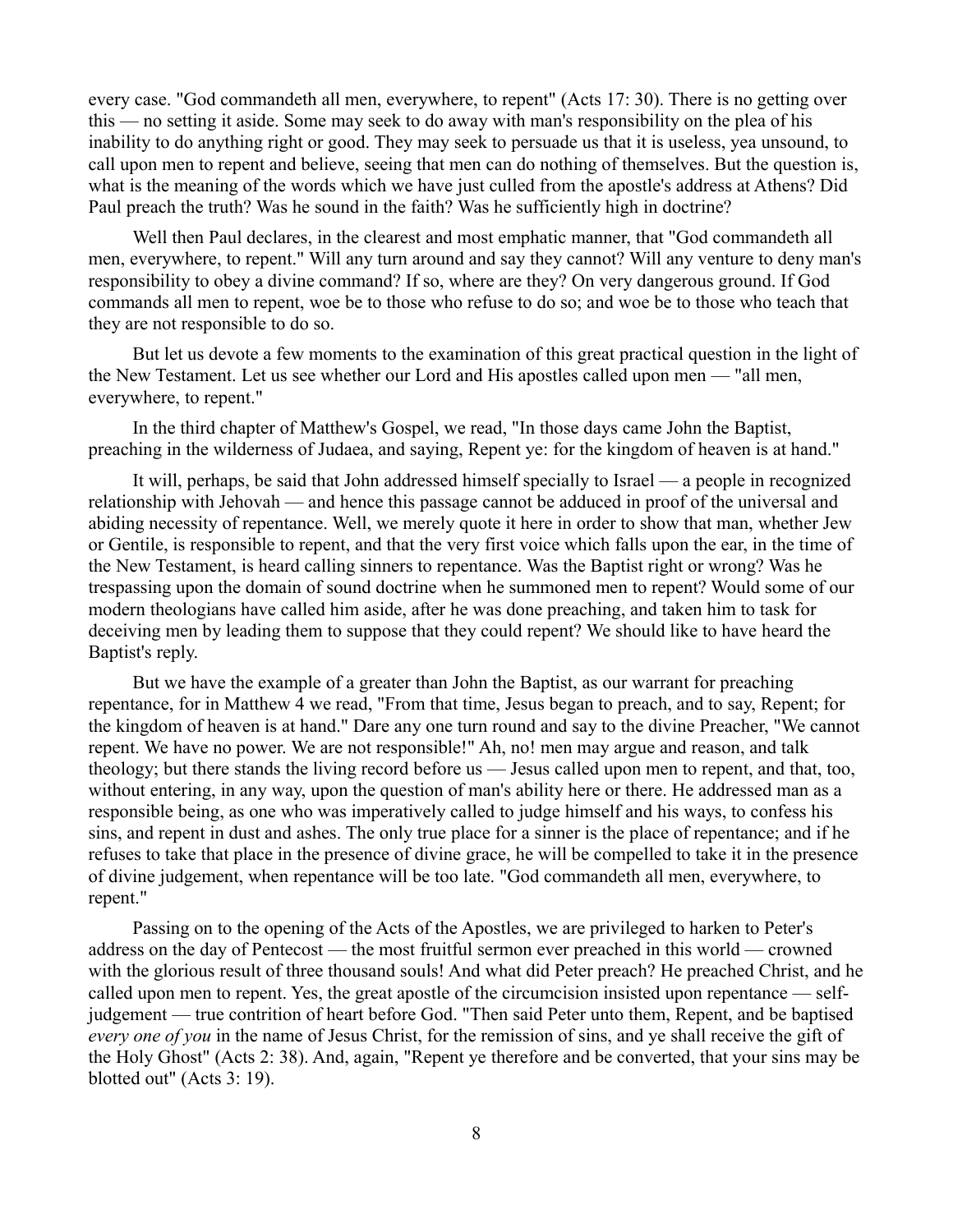every case. "God commandeth all men, everywhere, to repent" (Acts 17: 30). There is no getting over this — no setting it aside. Some may seek to do away with man's responsibility on the plea of his inability to do anything right or good. They may seek to persuade us that it is useless, yea unsound, to call upon men to repent and believe, seeing that men can do nothing of themselves. But the question is, what is the meaning of the words which we have just culled from the apostle's address at Athens? Did Paul preach the truth? Was he sound in the faith? Was he sufficiently high in doctrine?

Well then Paul declares, in the clearest and most emphatic manner, that "God commandeth all men, everywhere, to repent." Will any turn around and say they cannot? Will any venture to deny man's responsibility to obey a divine command? If so, where are they? On very dangerous ground. If God commands all men to repent, woe be to those who refuse to do so; and woe be to those who teach that they are not responsible to do so.

But let us devote a few moments to the examination of this great practical question in the light of the New Testament. Let us see whether our Lord and His apostles called upon men — "all men, everywhere, to repent."

In the third chapter of Matthew's Gospel, we read, "In those days came John the Baptist, preaching in the wilderness of Judaea, and saying, Repent ye: for the kingdom of heaven is at hand."

It will, perhaps, be said that John addressed himself specially to Israel — a people in recognized relationship with Jehovah — and hence this passage cannot be adduced in proof of the universal and abiding necessity of repentance. Well, we merely quote it here in order to show that man, whether Jew or Gentile, is responsible to repent, and that the very first voice which falls upon the ear, in the time of the New Testament, is heard calling sinners to repentance. Was the Baptist right or wrong? Was he trespassing upon the domain of sound doctrine when he summoned men to repent? Would some of our modern theologians have called him aside, after he was done preaching, and taken him to task for deceiving men by leading them to suppose that they could repent? We should like to have heard the Baptist's reply.

But we have the example of a greater than John the Baptist, as our warrant for preaching repentance, for in Matthew 4 we read, "From that time, Jesus began to preach, and to say, Repent; for the kingdom of heaven is at hand." Dare any one turn round and say to the divine Preacher, "We cannot repent. We have no power. We are not responsible!" Ah, no! men may argue and reason, and talk theology; but there stands the living record before us — Jesus called upon men to repent, and that, too, without entering, in any way, upon the question of man's ability here or there. He addressed man as a responsible being, as one who was imperatively called to judge himself and his ways, to confess his sins, and repent in dust and ashes. The only true place for a sinner is the place of repentance; and if he refuses to take that place in the presence of divine grace, he will be compelled to take it in the presence of divine judgement, when repentance will be too late. "God commandeth all men, everywhere, to repent."

Passing on to the opening of the Acts of the Apostles, we are privileged to harken to Peter's address on the day of Pentecost — the most fruitful sermon ever preached in this world — crowned with the glorious result of three thousand souls! And what did Peter preach? He preached Christ, and he called upon men to repent. Yes, the great apostle of the circumcision insisted upon repentance — self-judgement — true contrition of heart before God. "Then said Peter unto them, Repent, and be baptised *every one of you* in the name of Jesus Christ, for the remission of sins, and ye shall receive the gift of the Holy Ghost" (Acts 2: 38). And, again, "Repent ye therefore and be converted, that your sins may be blotted out" (Acts 3: 19).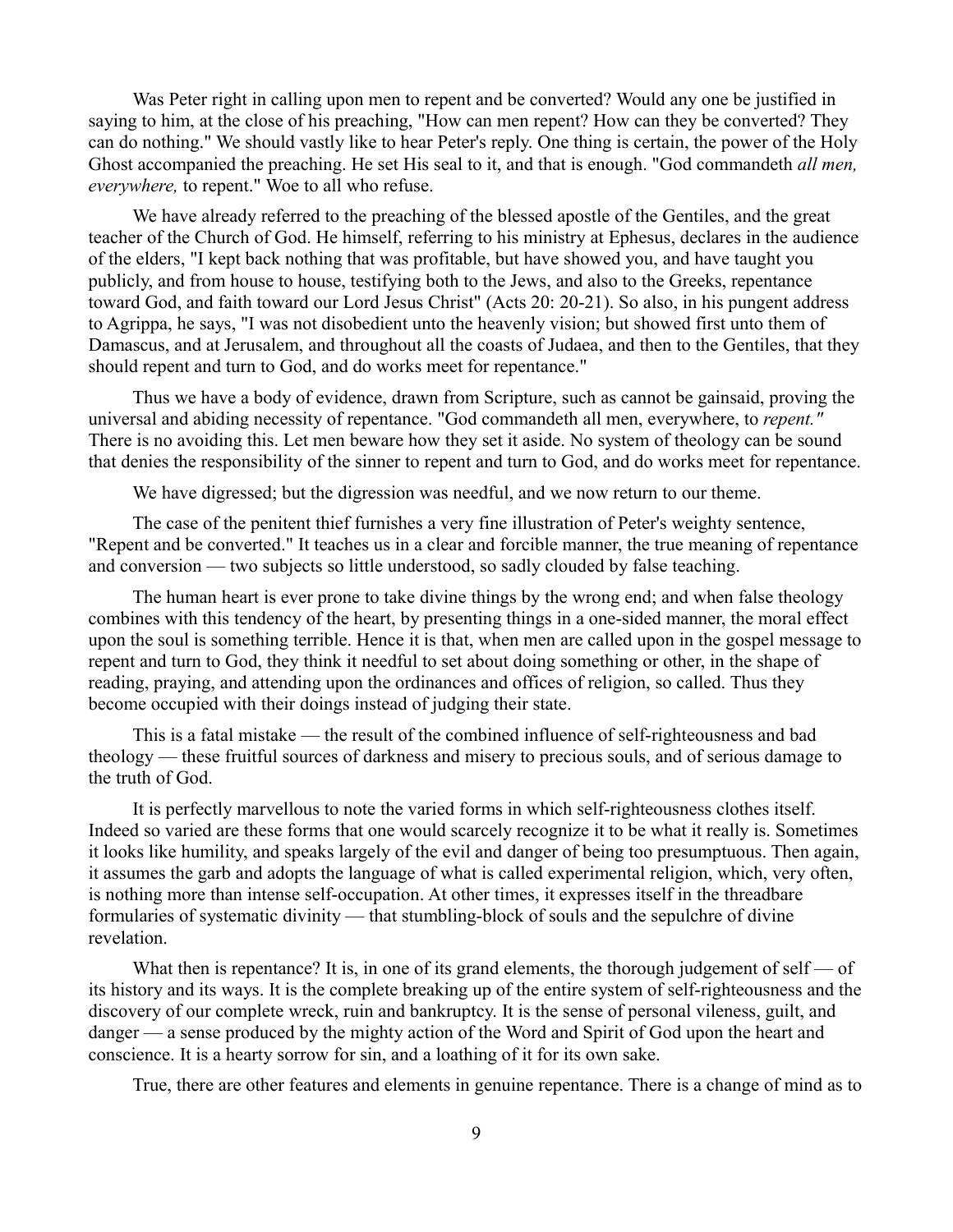Was Peter right in calling upon men to repent and be converted? Would any one be justified in saying to him, at the close of his preaching, "How can men repent? How can they be converted? They can do nothing." We should vastly like to hear Peter's reply. One thing is certain, the power of the Holy Ghost accompanied the preaching. He set His seal to it, and that is enough. "God commandeth *all men, everywhere,* to repent." Woe to all who refuse.

We have already referred to the preaching of the blessed apostle of the Gentiles, and the great teacher of the Church of God. He himself, referring to his ministry at Ephesus, declares in the audience of the elders, "I kept back nothing that was profitable, but have showed you, and have taught you publicly, and from house to house, testifying both to the Jews, and also to the Greeks, repentance toward God, and faith toward our Lord Jesus Christ" (Acts 20: 20-21). So also, in his pungent address to Agrippa, he says, "I was not disobedient unto the heavenly vision; but showed first unto them of Damascus, and at Jerusalem, and throughout all the coasts of Judaea, and then to the Gentiles, that they should repent and turn to God, and do works meet for repentance."

Thus we have a body of evidence, drawn from Scripture, such as cannot be gainsaid, proving the universal and abiding necessity of repentance. "God commandeth all men, everywhere, to *repent."* There is no avoiding this. Let men beware how they set it aside. No system of theology can be sound that denies the responsibility of the sinner to repent and turn to God, and do works meet for repentance.

We have digressed; but the digression was needful, and we now return to our theme.

The case of the penitent thief furnishes a very fine illustration of Peter's weighty sentence, "Repent and be converted." It teaches us in a clear and forcible manner, the true meaning of repentance and conversion — two subjects so little understood, so sadly clouded by false teaching.

The human heart is ever prone to take divine things by the wrong end; and when false theology combines with this tendency of the heart, by presenting things in a one-sided manner, the moral effect upon the soul is something terrible. Hence it is that, when men are called upon in the gospel message to repent and turn to God, they think it needful to set about doing something or other, in the shape of reading, praying, and attending upon the ordinances and offices of religion, so called. Thus they become occupied with their doings instead of judging their state.

This is a fatal mistake — the result of the combined influence of self-righteousness and bad theology — these fruitful sources of darkness and misery to precious souls, and of serious damage to the truth of God.

It is perfectly marvellous to note the varied forms in which self-righteousness clothes itself. Indeed so varied are these forms that one would scarcely recognize it to be what it really is. Sometimes it looks like humility, and speaks largely of the evil and danger of being too presumptuous. Then again, it assumes the garb and adopts the language of what is called experimental religion, which, very often, is nothing more than intense self-occupation. At other times, it expresses itself in the threadbare formularies of systematic divinity — that stumbling-block of souls and the sepulchre of divine revelation.

What then is repentance? It is, in one of its grand elements, the thorough judgement of self — of its history and its ways. It is the complete breaking up of the entire system of self-righteousness and the discovery of our complete wreck, ruin and bankruptcy. It is the sense of personal vileness, guilt, and danger — a sense produced by the mighty action of the Word and Spirit of God upon the heart and conscience. It is a hearty sorrow for sin, and a loathing of it for its own sake.

True, there are other features and elements in genuine repentance. There is a change of mind as to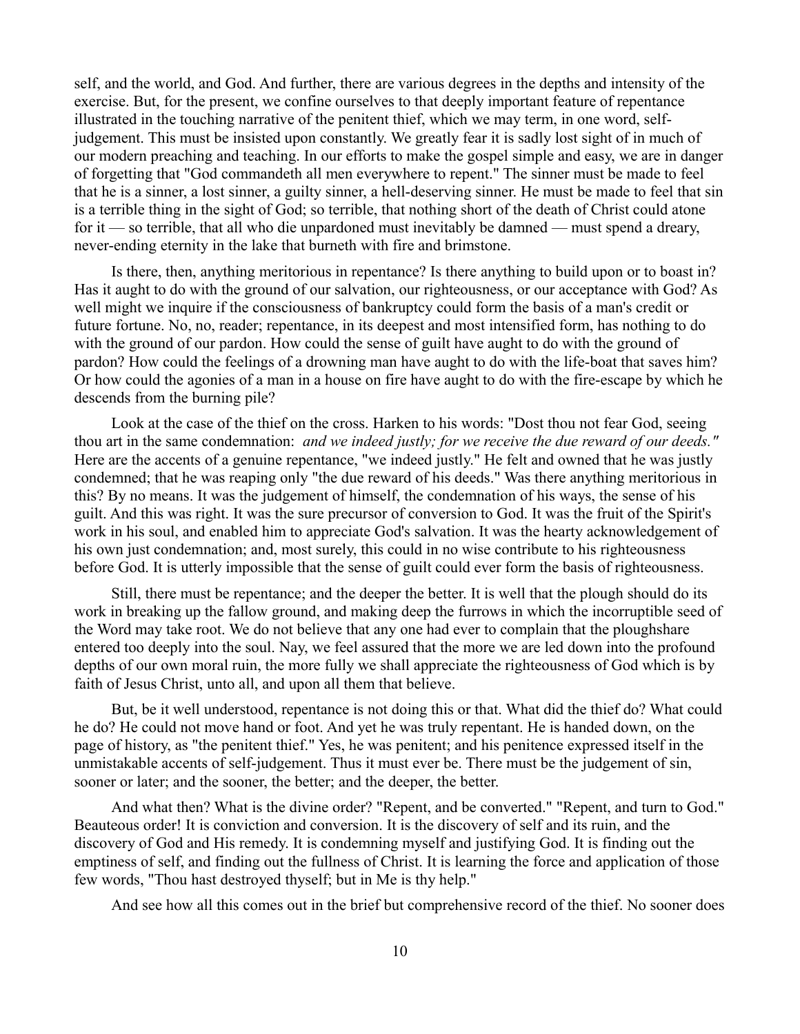self, and the world, and God. And further, there are various degrees in the depths and intensity of the exercise. But, for the present, we confine ourselves to that deeply important feature of repentance illustrated in the touching narrative of the penitent thief, which we may term, in one word, self-judgement. This must be insisted upon constantly. We greatly fear it is sadly lost sight of in much of our modern preaching and teaching. In our efforts to make the gospel simple and easy, we are in danger of forgetting that "God commandeth all men everywhere to repent." The sinner must be made to feel that he is a sinner, a lost sinner, a guilty sinner, a hell-deserving sinner. He must be made to feel that sin is a terrible thing in the sight of God; so terrible, that nothing short of the death of Christ could atone for it — so terrible, that all who die unpardoned must inevitably be damned — must spend a dreary, never-ending eternity in the lake that burneth with fire and brimstone.

Is there, then, anything meritorious in repentance? Is there anything to build upon or to boast in? Has it aught to do with the ground of our salvation, our righteousness, or our acceptance with God? As well might we inquire if the consciousness of bankruptcy could form the basis of a man's credit or future fortune. No, no, reader; repentance, in its deepest and most intensified form, has nothing to do with the ground of our pardon. How could the sense of guilt have aught to do with the ground of pardon? How could the feelings of a drowning man have aught to do with the life-boat that saves him? Or how could the agonies of a man in a house on fire have aught to do with the fire-escape by which he descends from the burning pile?

Look at the case of the thief on the cross. Harken to his words: "Dost thou not fear God, seeing thou art in the same condemnation: *and we indeed justly; for we receive the due reward of our deeds."* Here are the accents of a genuine repentance, "we indeed justly." He felt and owned that he was justly condemned; that he was reaping only "the due reward of his deeds." Was there anything meritorious in this? By no means. It was the judgement of himself, the condemnation of his ways, the sense of his guilt. And this was right. It was the sure precursor of conversion to God. It was the fruit of the Spirit's work in his soul, and enabled him to appreciate God's salvation. It was the hearty acknowledgement of his own just condemnation; and, most surely, this could in no wise contribute to his righteousness before God. It is utterly impossible that the sense of guilt could ever form the basis of righteousness.

Still, there must be repentance; and the deeper the better. It is well that the plough should do its work in breaking up the fallow ground, and making deep the furrows in which the incorruptible seed of the Word may take root. We do not believe that any one had ever to complain that the ploughshare entered too deeply into the soul. Nay, we feel assured that the more we are led down into the profound depths of our own moral ruin, the more fully we shall appreciate the righteousness of God which is by faith of Jesus Christ, unto all, and upon all them that believe.

But, be it well understood, repentance is not doing this or that. What did the thief do? What could he do? He could not move hand or foot. And yet he was truly repentant. He is handed down, on the page of history, as "the penitent thief." Yes, he was penitent; and his penitence expressed itself in the unmistakable accents of self-judgement. Thus it must ever be. There must be the judgement of sin, sooner or later; and the sooner, the better; and the deeper, the better.

And what then? What is the divine order? "Repent, and be converted." "Repent, and turn to God." Beauteous order! It is conviction and conversion. It is the discovery of self and its ruin, and the discovery of God and His remedy. It is condemning myself and justifying God. It is finding out the emptiness of self, and finding out the fullness of Christ. It is learning the force and application of those few words, "Thou hast destroyed thyself; but in Me is thy help."

And see how all this comes out in the brief but comprehensive record of the thief. No sooner does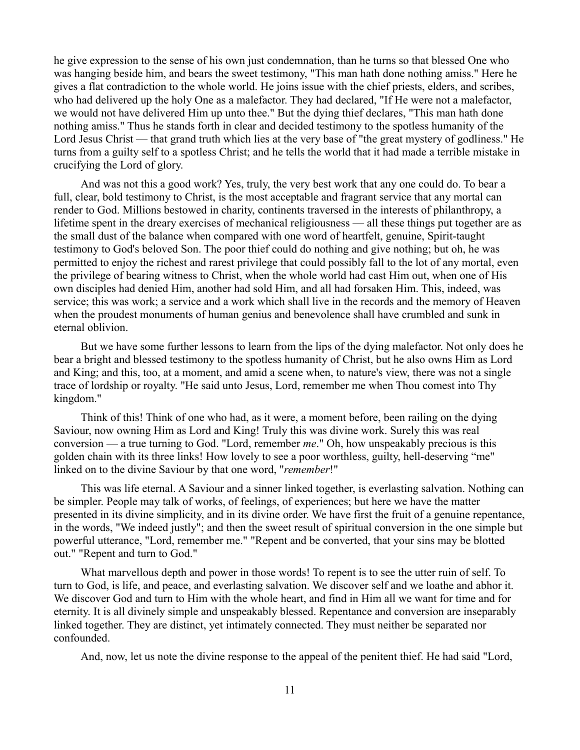he give expression to the sense of his own just condemnation, than he turns so that blessed One who was hanging beside him, and bears the sweet testimony, "This man hath done nothing amiss." Here he gives a flat contradiction to the whole world. He joins issue with the chief priests, elders, and scribes, who had delivered up the holy One as a malefactor. They had declared, "If He were not a malefactor, we would not have delivered Him up unto thee." But the dying thief declares, "This man hath done nothing amiss." Thus he stands forth in clear and decided testimony to the spotless humanity of the Lord Jesus Christ — that grand truth which lies at the very base of "the great mystery of godliness." He turns from a guilty self to a spotless Christ; and he tells the world that it had made a terrible mistake in crucifying the Lord of glory.

And was not this a good work? Yes, truly, the very best work that any one could do. To bear a full, clear, bold testimony to Christ, is the most acceptable and fragrant service that any mortal can render to God. Millions bestowed in charity, continents traversed in the interests of philanthropy, a lifetime spent in the dreary exercises of mechanical religiousness — all these things put together are as the small dust of the balance when compared with one word of heartfelt, genuine, Spirit-taught testimony to God's beloved Son. The poor thief could do nothing and give nothing; but oh, he was permitted to enjoy the richest and rarest privilege that could possibly fall to the lot of any mortal, even the privilege of bearing witness to Christ, when the whole world had cast Him out, when one of His own disciples had denied Him, another had sold Him, and all had forsaken Him. This, indeed, was service; this was work; a service and a work which shall live in the records and the memory of Heaven when the proudest monuments of human genius and benevolence shall have crumbled and sunk in eternal oblivion.

But we have some further lessons to learn from the lips of the dying malefactor. Not only does he bear a bright and blessed testimony to the spotless humanity of Christ, but he also owns Him as Lord and King; and this, too, at a moment, and amid a scene when, to nature's view, there was not a single trace of lordship or royalty. "He said unto Jesus, Lord, remember me when Thou comest into Thy kingdom."

Think of this! Think of one who had, as it were, a moment before, been railing on the dying Saviour, now owning Him as Lord and King! Truly this was divine work. Surely this was real conversion — a true turning to God. "Lord, remember *me*." Oh, how unspeakably precious is this golden chain with its three links! How lovely to see a poor worthless, guilty, hell-deserving "me" linked on to the divine Saviour by that one word, "*remember*!"

This was life eternal. A Saviour and a sinner linked together, is everlasting salvation. Nothing can be simpler. People may talk of works, of feelings, of experiences; but here we have the matter presented in its divine simplicity, and in its divine order. We have first the fruit of a genuine repentance, in the words, "We indeed justly"; and then the sweet result of spiritual conversion in the one simple but powerful utterance, "Lord, remember me." "Repent and be converted, that your sins may be blotted out." "Repent and turn to God."

What marvellous depth and power in those words! To repent is to see the utter ruin of self. To turn to God, is life, and peace, and everlasting salvation. We discover self and we loathe and abhor it. We discover God and turn to Him with the whole heart, and find in Him all we want for time and for eternity. It is all divinely simple and unspeakably blessed. Repentance and conversion are inseparably linked together. They are distinct, yet intimately connected. They must neither be separated nor confounded.

And, now, let us note the divine response to the appeal of the penitent thief. He had said "Lord,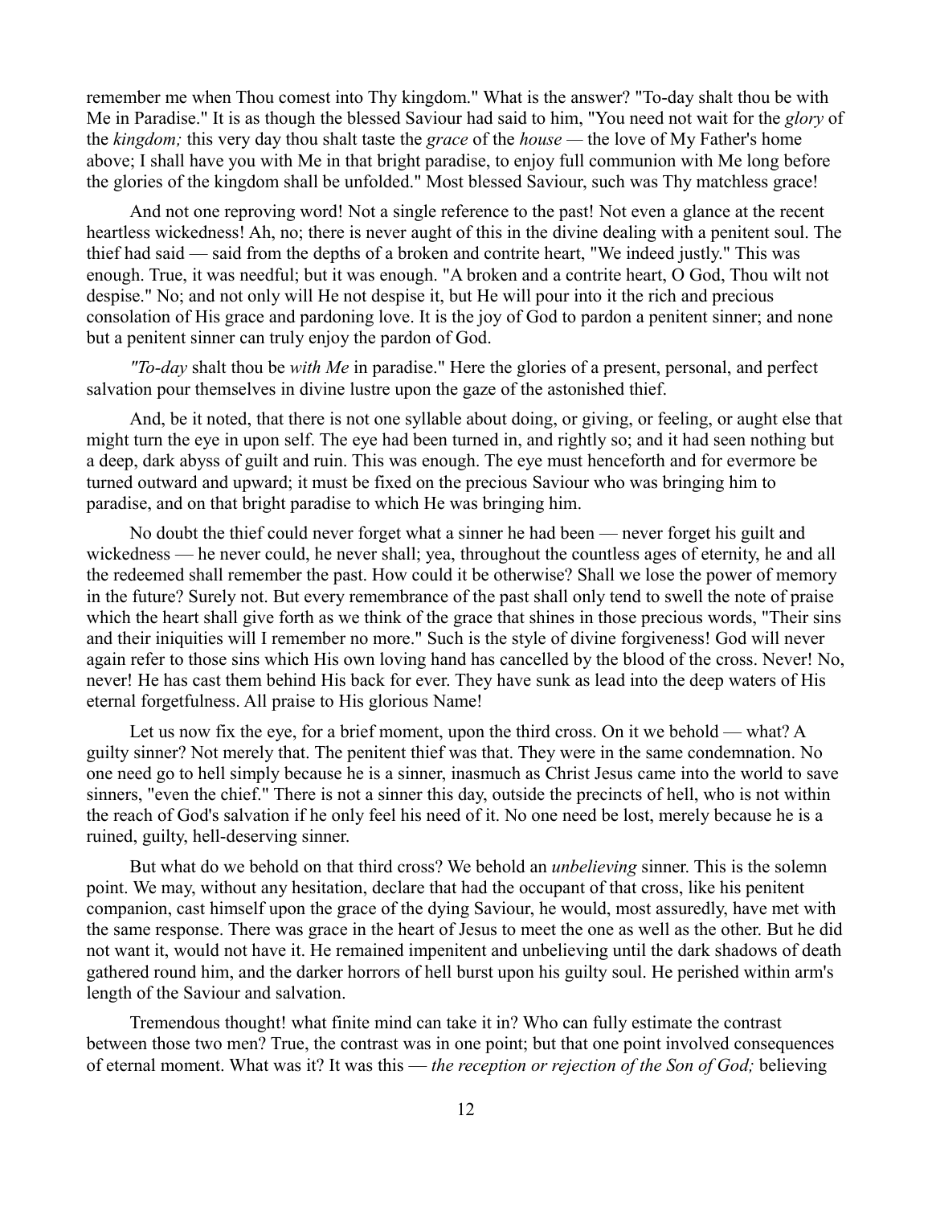remember me when Thou comest into Thy kingdom." What is the answer? "To-day shalt thou be with Me in Paradise." It is as though the blessed Saviour had said to him, "You need not wait for the *glory* of the *kingdom;* this very day thou shalt taste the *grace* of the *house* — the love of My Father's home above; I shall have you with Me in that bright paradise, to enjoy full communion with Me long before the glories of the kingdom shall be unfolded." Most blessed Saviour, such was Thy matchless grace!

And not one reproving word! Not a single reference to the past! Not even a glance at the recent heartless wickedness! Ah, no; there is never aught of this in the divine dealing with a penitent soul. The thief had said — said from the depths of a broken and contrite heart, "We indeed justly." This was enough. True, it was needful; but it was enough. "A broken and a contrite heart, O God, Thou wilt not despise." No; and not only will He not despise it, but He will pour into it the rich and precious consolation of His grace and pardoning love. It is the joy of God to pardon a penitent sinner; and none but a penitent sinner can truly enjoy the pardon of God.

*"To-day* shalt thou be *with Me* in paradise." Here the glories of a present, personal, and perfect salvation pour themselves in divine lustre upon the gaze of the astonished thief.

And, be it noted, that there is not one syllable about doing, or giving, or feeling, or aught else that might turn the eye in upon self. The eye had been turned in, and rightly so; and it had seen nothing but a deep, dark abyss of guilt and ruin. This was enough. The eye must henceforth and for evermore be turned outward and upward; it must be fixed on the precious Saviour who was bringing him to paradise, and on that bright paradise to which He was bringing him.

No doubt the thief could never forget what a sinner he had been — never forget his guilt and wickedness — he never could, he never shall; yea, throughout the countless ages of eternity, he and all the redeemed shall remember the past. How could it be otherwise? Shall we lose the power of memory in the future? Surely not. But every remembrance of the past shall only tend to swell the note of praise which the heart shall give forth as we think of the grace that shines in those precious words, "Their sins and their iniquities will I remember no more." Such is the style of divine forgiveness! God will never again refer to those sins which His own loving hand has cancelled by the blood of the cross. Never! No, never! He has cast them behind His back for ever. They have sunk as lead into the deep waters of His eternal forgetfulness. All praise to His glorious Name!

Let us now fix the eye, for a brief moment, upon the third cross. On it we behold — what? A guilty sinner? Not merely that. The penitent thief was that. They were in the same condemnation. No one need go to hell simply because he is a sinner, inasmuch as Christ Jesus came into the world to save sinners, "even the chief." There is not a sinner this day, outside the precincts of hell, who is not within the reach of God's salvation if he only feel his need of it. No one need be lost, merely because he is a ruined, guilty, hell-deserving sinner.

But what do we behold on that third cross? We behold an *unbelieving* sinner. This is the solemn point. We may, without any hesitation, declare that had the occupant of that cross, like his penitent companion, cast himself upon the grace of the dying Saviour, he would, most assuredly, have met with the same response. There was grace in the heart of Jesus to meet the one as well as the other. But he did not want it, would not have it. He remained impenitent and unbelieving until the dark shadows of death gathered round him, and the darker horrors of hell burst upon his guilty soul. He perished within arm's length of the Saviour and salvation.

Tremendous thought! what finite mind can take it in? Who can fully estimate the contrast between those two men? True, the contrast was in one point; but that one point involved consequences of eternal moment. What was it? It was this — *the reception or rejection of the Son of God;* believing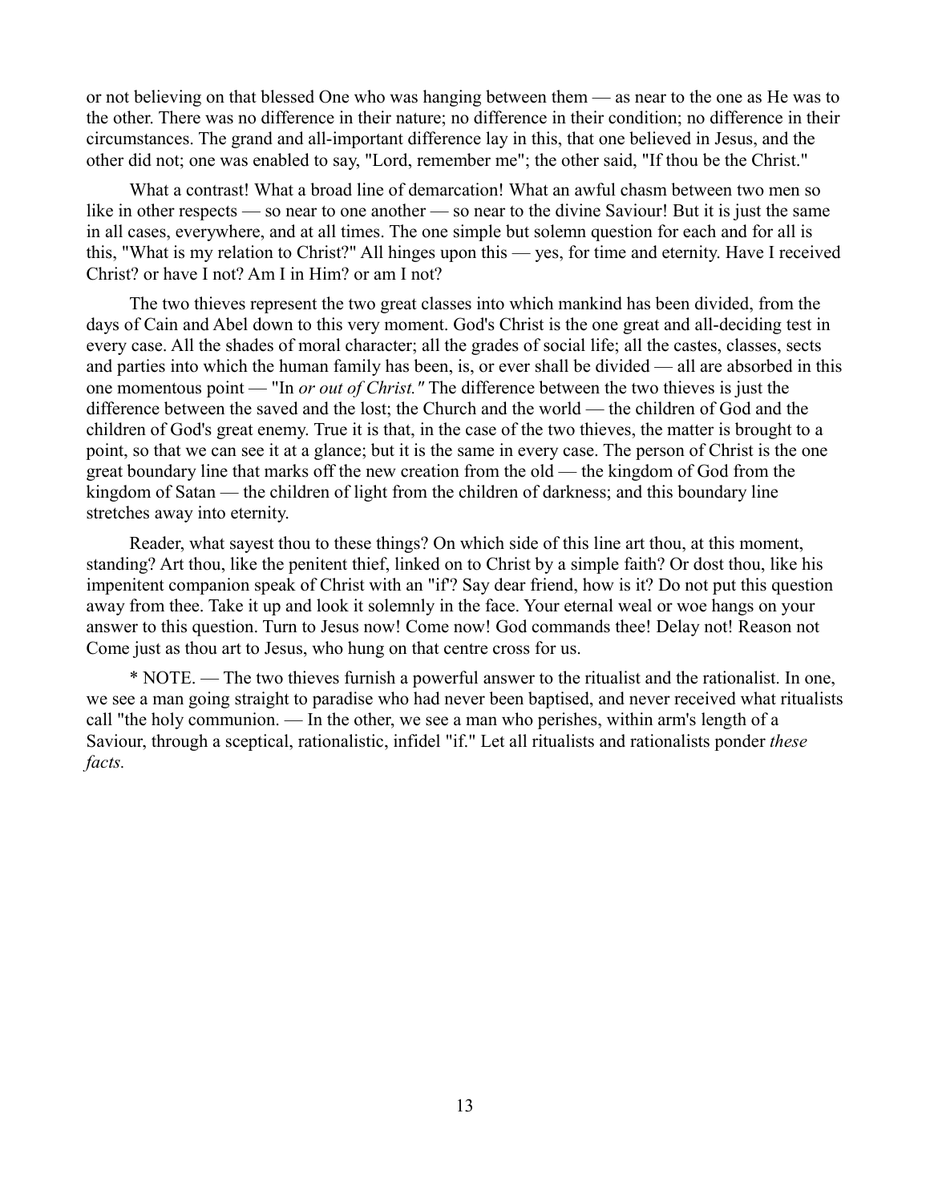or not believing on that blessed One who was hanging between them — as near to the one as He was to the other. There was no difference in their nature; no difference in their condition; no difference in their circumstances. The grand and all-important difference lay in this, that one believed in Jesus, and the other did not; one was enabled to say, "Lord, remember me"; the other said, "If thou be the Christ."

What a contrast! What a broad line of demarcation! What an awful chasm between two men so like in other respects — so near to one another — so near to the divine Saviour! But it is just the same in all cases, everywhere, and at all times. The one simple but solemn question for each and for all is this, "What is my relation to Christ?" All hinges upon this — yes, for time and eternity. Have I received Christ? or have I not? Am I in Him? or am I not?

The two thieves represent the two great classes into which mankind has been divided, from the days of Cain and Abel down to this very moment. God's Christ is the one great and all-deciding test in every case. All the shades of moral character; all the grades of social life; all the castes, classes, sects and parties into which the human family has been, is, or ever shall be divided — all are absorbed in this one momentous point — "In *or out of Christ."* The difference between the two thieves is just the difference between the saved and the lost; the Church and the world — the children of God and the children of God's great enemy. True it is that, in the case of the two thieves, the matter is brought to a point, so that we can see it at a glance; but it is the same in every case. The person of Christ is the one great boundary line that marks off the new creation from the old — the kingdom of God from the kingdom of Satan — the children of light from the children of darkness; and this boundary line stretches away into eternity.

Reader, what sayest thou to these things? On which side of this line art thou, at this moment, standing? Art thou, like the penitent thief, linked on to Christ by a simple faith? Or dost thou, like his impenitent companion speak of Christ with an "if'? Say dear friend, how is it? Do not put this question away from thee. Take it up and look it solemnly in the face. Your eternal weal or woe hangs on your answer to this question. Turn to Jesus now! Come now! God commands thee! Delay not! Reason not Come just as thou art to Jesus, who hung on that centre cross for us.

* NOTE. — The two thieves furnish a powerful answer to the ritualist and the rationalist. In one, we see a man going straight to paradise who had never been baptised, and never received what ritualists call "the holy communion. — In the other, we see a man who perishes, within arm's length of a Saviour, through a sceptical, rationalistic, infidel "if." Let all ritualists and rationalists ponder *these facts.*